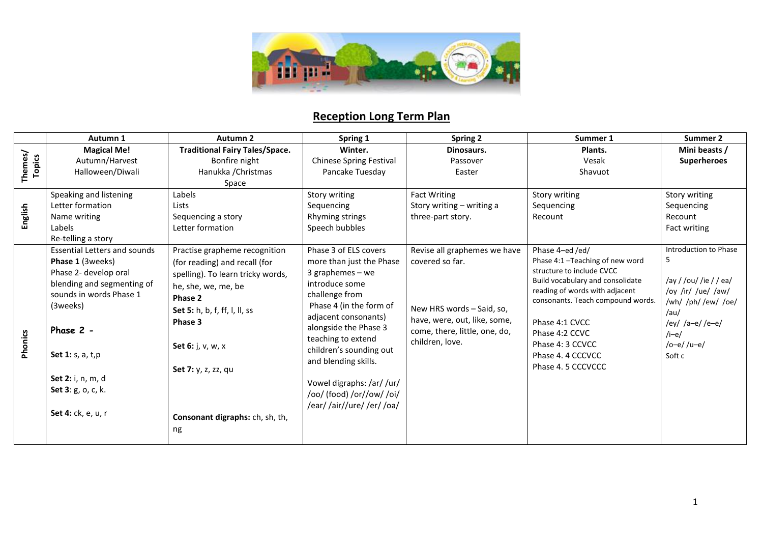# Reception Long Term Plan

| | Autumn 1 | Autumn 2 | Spring 1 | Spring 2 | Summer 1 | Summer 2 |
|---|---|---|---|---|---|---|
| Themes/ Topics | **Magical Me!**<br>Autumn/Harvest<br>Halloween/Diwali | **Traditional Fairy Tales/Space.**<br>Bonfire night<br>Hanukka /Christmas<br>Space | **Winter.**<br>Chinese Spring Festival<br>Pancake Tuesday | **Dinosaurs.**<br>Passover<br>Easter | **Plants.**<br>Vesak<br>Shavuot | **Mini beasts / Superheroes** |
| English | Speaking and listening<br>Letter formation<br>Name writing<br>Labels<br>Re-telling a story | Labels<br>Lists<br>Sequencing a story<br>Letter formation | Story writing<br>Sequencing<br>Rhyming strings<br>Speech bubbles | Fact Writing<br>Story writing – writing a three-part story. | Story writing<br>Sequencing<br>Recount | Story writing<br>Sequencing<br>Recount<br>Fact writing |
| Phonics | Essential Letters and sounds<br>**Phase 1** (3weeks)<br>Phase 2- develop oral blending and segmenting of sounds in words Phase 1 (3weeks)<br><br>**Phase 2 -**<br><br>**Set 1:** s, a, t,p<br><br>**Set 2:** i, n, m, d<br>**Set 3**: g, o, c, k.<br><br>**Set 4:** ck, e, u, r | Practise grapheme recognition (for reading) and recall (for spelling). To learn tricky words, he, she, we, me, be<br>**Phase 2**<br>**Set 5:** h, b, f, ff, l, ll, ss<br>**Phase 3**<br><br>**Set 6:** j, v, w, x<br><br>**Set 7:** y, z, zz, qu<br><br>**Consonant digraphs:** ch, sh, th, ng | Phase 3 of ELS covers more than just the Phase 3 graphemes – we introduce some challenge from Phase 4 (in the form of adjacent consonants) alongside the Phase 3 teaching to extend children's sounding out and blending skills.<br><br>Vowel digraphs: /ar/ /ur/ /oo/ (food) /or//ow/ /oi/ /ear/ /air//ure/ /er/ /oa/ | Revise all graphemes we have covered so far.<br><br>New HRS words – Said, so, have, were, out, like, some, come, there, little, one, do, children, love. | Phase 4–ed /ed/<br>Phase 4:1 –Teaching of new word structure to include CVCC<br>Build vocabulary and consolidate reading of words with adjacent consonants. Teach compound words.<br><br>Phase 4:1 CVCC<br>Phase 4:2 CCVC<br>Phase 4: 3 CCVCC<br>Phase 4. 4 CCCVCC<br>Phase 4. 5 CCCVCCC | Introduction to Phase 5<br><br>/ay / /ou/ /ie / / ea/ /oy /ir/ /ue/ /aw/ /wh/ /ph/ /ew/ /oe/ /au/<br>/ey/ /a–e/ /e–e/ /i–e/<br>/o–e/ /u–e/<br>Soft c |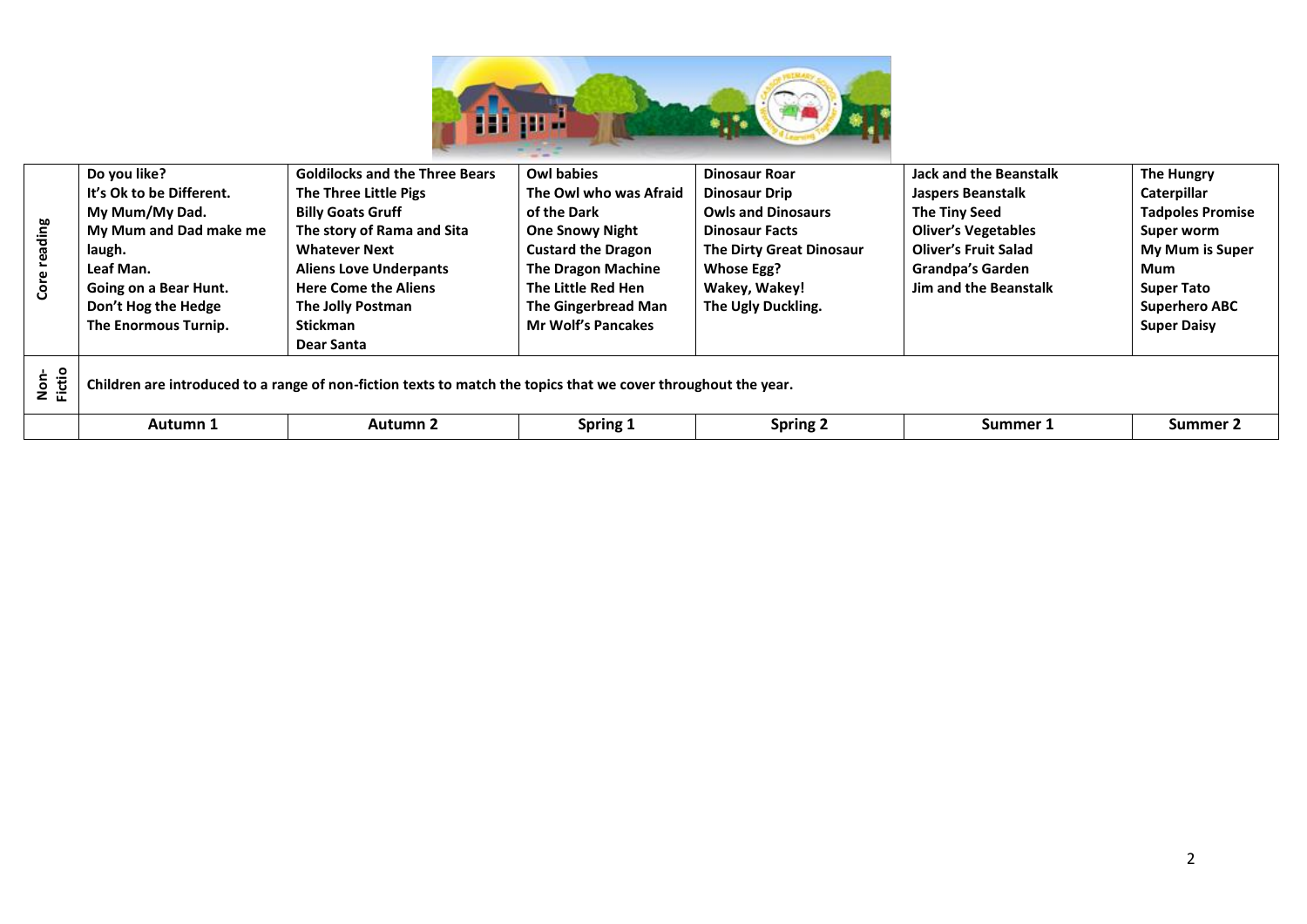| | Autumn 1 | Autumn 2 | Spring 1 | Spring 2 | Summer 1 | Summer 2 |
|---|---|---|---|---|---|---|
| **Core reading** | **Do you like?**<br>**It's Ok to be Different.**<br>**My Mum/My Dad.**<br>**My Mum and Dad make me laugh.**<br>**Leaf Man.**<br>**Going on a Bear Hunt.**<br>**Don't Hog the Hedge**<br>**The Enormous Turnip.** | **Goldilocks and the Three Bears**<br>**The Three Little Pigs**<br>**Billy Goats Gruff**<br>**The story of Rama and Sita**<br>**Whatever Next**<br>**Aliens Love Underpants**<br>**Here Come the Aliens**<br>**The Jolly Postman**<br>**Stickman**<br>**Dear Santa** | **Owl babies**<br>**The Owl who was Afraid of the Dark**<br>**One Snowy Night**<br>**Custard the Dragon**<br>**The Dragon Machine**<br>**The Little Red Hen**<br>**The Gingerbread Man**<br>**Mr Wolf's Pancakes** | **Dinosaur Roar**<br>**Dinosaur Drip**<br>**Owls and Dinosaurs**<br>**Dinosaur Facts**<br>**The Dirty Great Dinosaur**<br>**Whose Egg?**<br>**Wakey, Wakey!**<br>**The Ugly Duckling.** | **Jack and the Beanstalk**<br>**Jaspers Beanstalk**<br>**The Tiny Seed**<br>**Oliver's Vegetables**<br>**Oliver's Fruit Salad**<br>**Grandpa's Garden**<br>**Jim and the Beanstalk** | **The Hungry Caterpillar**<br>**Tadpoles Promise**<br>**Super worm**<br>**My Mum is Super Mum**<br>**Super Tato**<br>**Superhero ABC**<br>**Super Daisy** |
| **Non-Fictio** | **Children are introduced to a range of non-fiction texts to match the topics that we cover throughout the year.** | | | | | |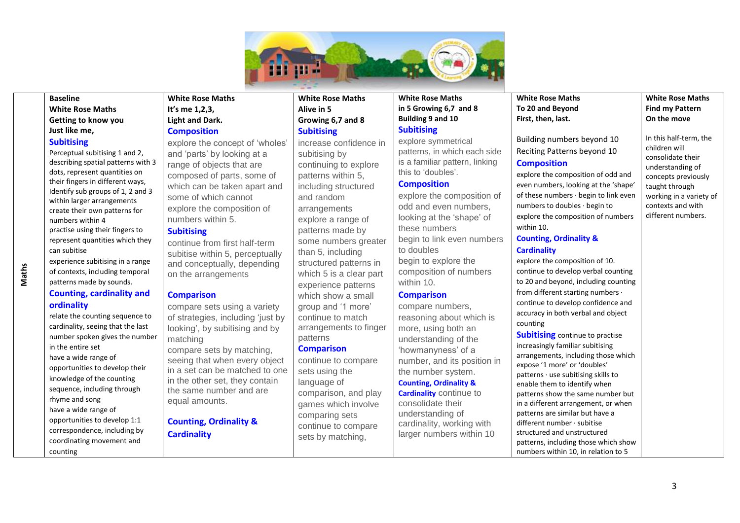| | Baseline<br>White Rose Maths<br>Getting to know you<br>Just like me, | White Rose Maths<br>It's me 1,2,3,<br>Light and Dark. | White Rose Maths<br>Alive in 5<br>Growing 6,7 and 8 | White Rose Maths<br>in 5 Growing 6,7 and 8<br>Building 9 and 10 | White Rose Maths<br>To 20 and Beyond<br>First, then, last. | White Rose Maths<br>Find my Pattern<br>On the move |
|---|---|---|---|---|---|---|
| **Maths** | **Subitising**<br>Perceptual subitising 1 and 2, describing spatial patterns with 3 dots, represent quantities on their fingers in different ways, Identify sub groups of 1, 2 and 3 within larger arrangements<br>create their own patterns for numbers within 4<br>practise using their fingers to represent quantities which they can subitise<br>experience subitising in a range of contexts, including temporal patterns made by sounds.<br>**Counting, cardinality and ordinality**<br>relate the counting sequence to cardinality, seeing that the last number spoken gives the number in the entire set<br>have a wide range of opportunities to develop their knowledge of the counting sequence, including through rhyme and song<br>have a wide range of opportunities to develop 1:1 correspondence, including by coordinating movement and counting | **Composition**<br>explore the concept of 'wholes' and 'parts' by looking at a range of objects that are composed of parts, some of which can be taken apart and some of which cannot<br>explore the composition of numbers within 5.<br>**Subitising**<br>continue from first half-term subitise within 5, perceptually and conceptually, depending on the arrangements<br>**Comparison**<br>compare sets using a variety of strategies, including 'just by looking', by subitising and by matching<br>compare sets by matching, seeing that when every object in a set can be matched to one in the other set, they contain the same number and are equal amounts.<br>**Counting, Ordinality & Cardinality** | **Subitising**<br>increase confidence in subitising by continuing to explore patterns within 5, including structured and random arrangements<br>explore a range of patterns made by some numbers greater than 5, including structured patterns in which 5 is a clear part<br>experience patterns which show a small group and '1 more'<br>continue to match arrangements to finger patterns<br>**Comparison**<br>continue to compare sets using the language of comparison, and play games which involve comparing sets<br>continue to compare sets by matching, | **Subitising**<br>explore symmetrical patterns, in which each side is a familiar pattern, linking this to 'doubles'.<br>**Composition**<br>explore the composition of odd and even numbers, looking at the 'shape' of these numbers<br>begin to link even numbers to doubles<br>begin to explore the composition of numbers within 10.<br>**Comparison**<br>compare numbers, reasoning about which is more, using both an understanding of the 'howmanyness' of a number, and its position in the number system.<br>**Counting, Ordinality & Cardinality** continue to consolidate their understanding of cardinality, working with larger numbers within 10 | Building numbers beyond 10<br>Reciting Patterns beyond 10<br>**Composition**<br>explore the composition of odd and even numbers, looking at the 'shape' of these numbers · begin to link even numbers to doubles · begin to explore the composition of numbers within 10.<br>**Counting, Ordinality & Cardinality**<br>explore the composition of 10.<br>continue to develop verbal counting to 20 and beyond, including counting from different starting numbers ·<br>continue to develop confidence and accuracy in both verbal and object counting<br>**Subitising** continue to practise increasingly familiar subitising arrangements, including those which expose '1 more' or 'doubles' patterns · use subitising skills to enable them to identify when patterns show the same number but in a different arrangement, or when patterns are similar but have a different number · subitise structured and unstructured patterns, including those which show numbers within 10, in relation to 5 | In this half-term, the children will consolidate their understanding of concepts previously taught through working in a variety of contexts and with different numbers. |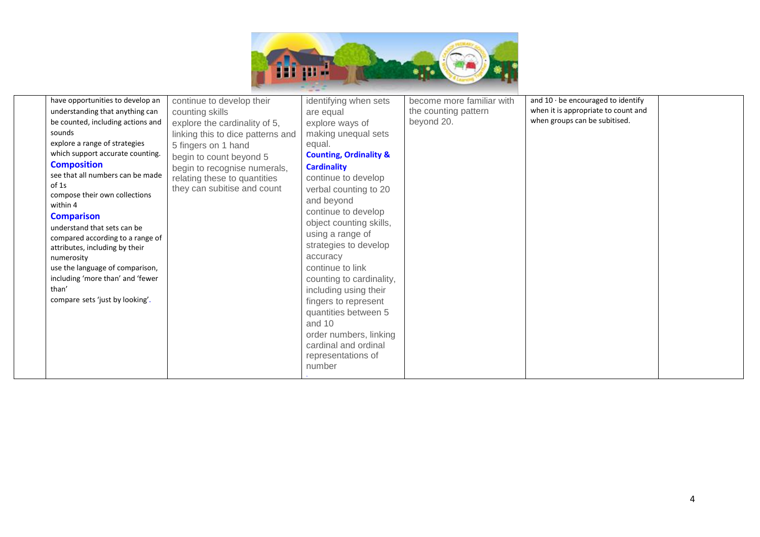| | | | | | | |
|---|---|---|---|---|---|---|
| | have opportunities to develop an understanding that anything can be counted, including actions and sounds<br>explore a range of strategies which support accurate counting.<br>**Composition**<br>see that all numbers can be made of 1s<br>compose their own collections within 4<br>**Comparison**<br>understand that sets can be compared according to a range of attributes, including by their numerosity<br>use the language of comparison, including 'more than' and 'fewer than'<br>compare sets 'just by looking'. | continue to develop their counting skills<br>explore the cardinality of 5, linking this to dice patterns and 5 fingers on 1 hand<br>begin to count beyond 5<br>begin to recognise numerals, relating these to quantities they can subitise and count | identifying when sets are equal<br>explore ways of making unequal sets equal.<br>**Counting, Ordinality & Cardinality**<br>continue to develop verbal counting to 20 and beyond<br>continue to develop object counting skills, using a range of strategies to develop accuracy<br>continue to link counting to cardinality, including using their fingers to represent quantities between 5 and 10<br>order numbers, linking cardinal and ordinal representations of number<br>. | become more familiar with the counting pattern beyond 20. | and 10 · be encouraged to identify when it is appropriate to count and when groups can be subitised. | |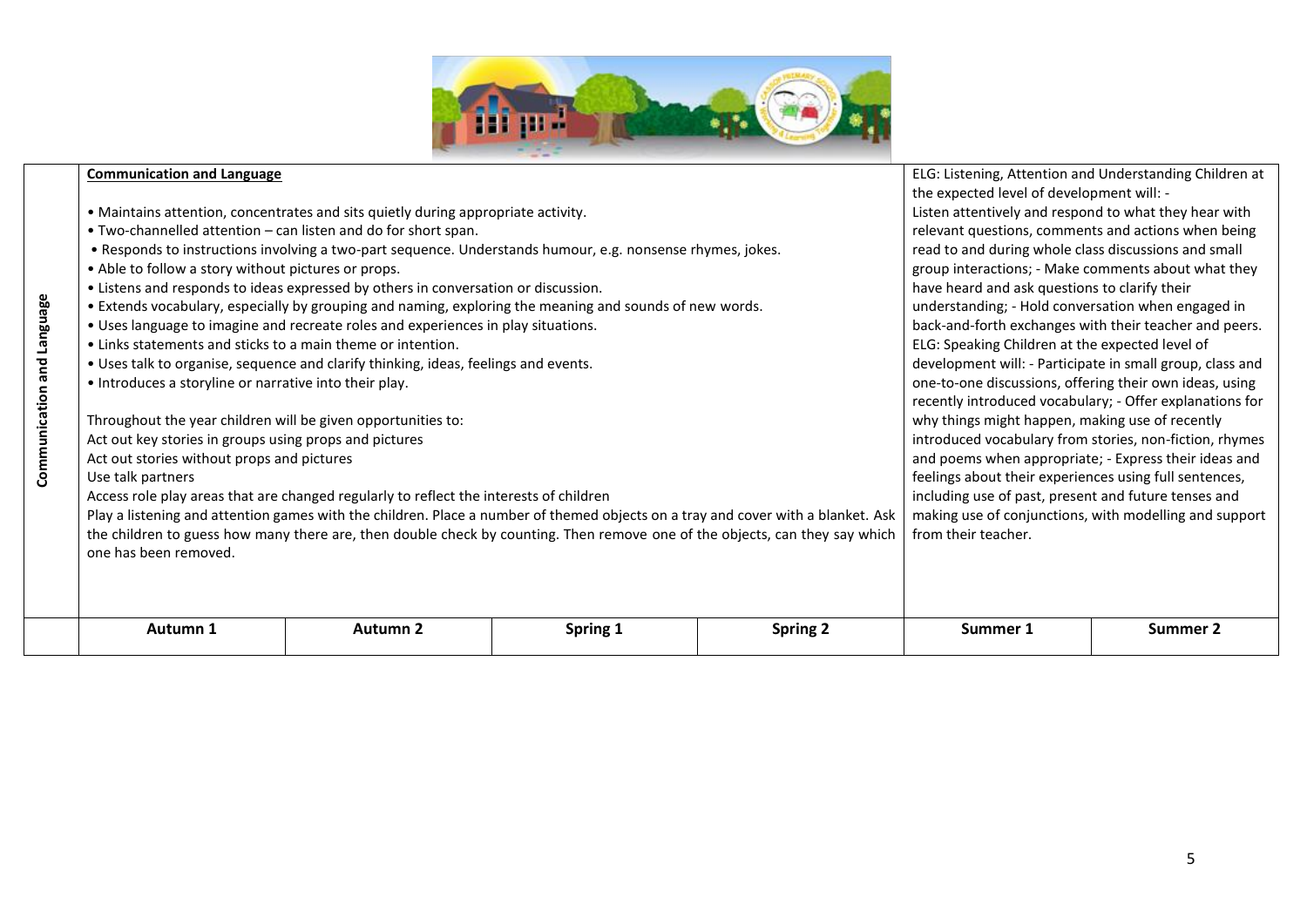| Communication and Language | **Communication and Language**<br><br>• Maintains attention, concentrates and sits quietly during appropriate activity.<br>• Two-channelled attention – can listen and do for short span.<br>• Responds to instructions involving a two-part sequence. Understands humour, e.g. nonsense rhymes, jokes.<br>• Able to follow a story without pictures or props.<br>• Listens and responds to ideas expressed by others in conversation or discussion.<br>• Extends vocabulary, especially by grouping and naming, exploring the meaning and sounds of new words.<br>• Uses language to imagine and recreate roles and experiences in play situations.<br>• Links statements and sticks to a main theme or intention.<br>• Uses talk to organise, sequence and clarify thinking, ideas, feelings and events.<br>• Introduces a storyline or narrative into their play.<br><br>Throughout the year children will be given opportunities to:<br>Act out key stories in groups using props and pictures<br>Act out stories without props and pictures<br>Use talk partners<br>Access role play areas that are changed regularly to reflect the interests of children<br>Play a listening and attention games with the children. Place a number of themed objects on a tray and cover with a blanket. Ask the children to guess how many there are, then double check by counting. Then remove one of the objects, can they say which one has been removed. | | | | ELG: Listening, Attention and Understanding Children at the expected level of development will: - Listen attentively and respond to what they hear with relevant questions, comments and actions when being read to and during whole class discussions and small group interactions; - Make comments about what they have heard and ask questions to clarify their understanding; - Hold conversation when engaged in back-and-forth exchanges with their teacher and peers. ELG: Speaking Children at the expected level of development will: - Participate in small group, class and one-to-one discussions, offering their own ideas, using recently introduced vocabulary; - Offer explanations for why things might happen, making use of recently introduced vocabulary from stories, non-fiction, rhymes and poems when appropriate; - Express their ideas and feelings about their experiences using full sentences, including use of past, present and future tenses and making use of conjunctions, with modelling and support from their teacher. | |
|---|---|---|---|---|---|---|
| | **Autumn 1** | **Autumn 2** | **Spring 1** | **Spring 2** | **Summer 1** | **Summer 2** |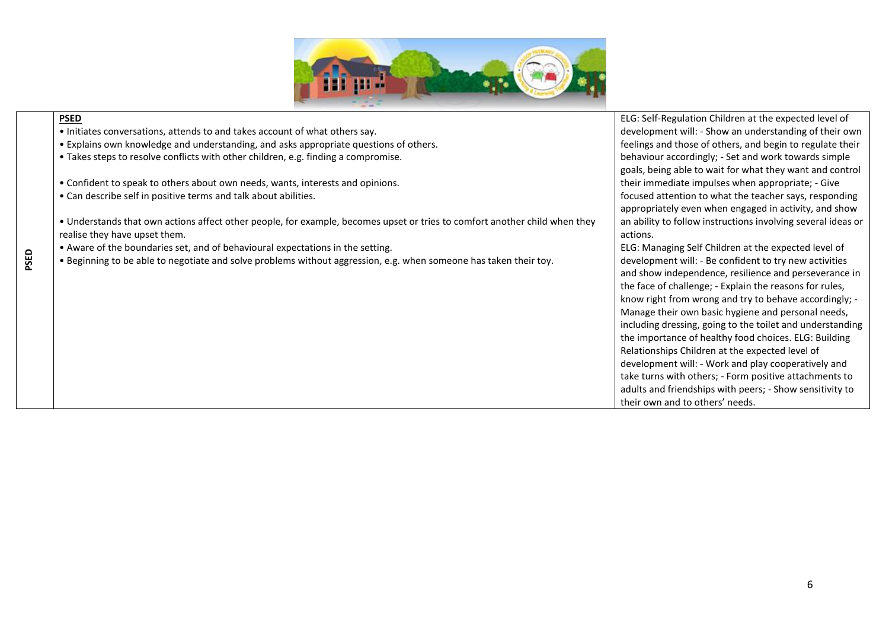| | | |
|---|---|---|
| **PSED** | **PSED**<br>• Initiates conversations, attends to and takes account of what others say.<br>• Explains own knowledge and understanding, and asks appropriate questions of others.<br>• Takes steps to resolve conflicts with other children, e.g. finding a compromise.<br><br>• Confident to speak to others about own needs, wants, interests and opinions.<br>• Can describe self in positive terms and talk about abilities.<br><br>• Understands that own actions affect other people, for example, becomes upset or tries to comfort another child when they realise they have upset them.<br>• Aware of the boundaries set, and of behavioural expectations in the setting.<br>• Beginning to be able to negotiate and solve problems without aggression, e.g. when someone has taken their toy. | ELG: Self-Regulation Children at the expected level of development will: - Show an understanding of their own feelings and those of others, and begin to regulate their behaviour accordingly; - Set and work towards simple goals, being able to wait for what they want and control their immediate impulses when appropriate; - Give focused attention to what the teacher says, responding appropriately even when engaged in activity, and show an ability to follow instructions involving several ideas or actions.<br>ELG: Managing Self Children at the expected level of development will: - Be confident to try new activities and show independence, resilience and perseverance in the face of challenge; - Explain the reasons for rules, know right from wrong and try to behave accordingly; - Manage their own basic hygiene and personal needs, including dressing, going to the toilet and understanding the importance of healthy food choices. ELG: Building Relationships Children at the expected level of development will: - Work and play cooperatively and take turns with others; - Form positive attachments to adults and friendships with peers; - Show sensitivity to their own and to others' needs. |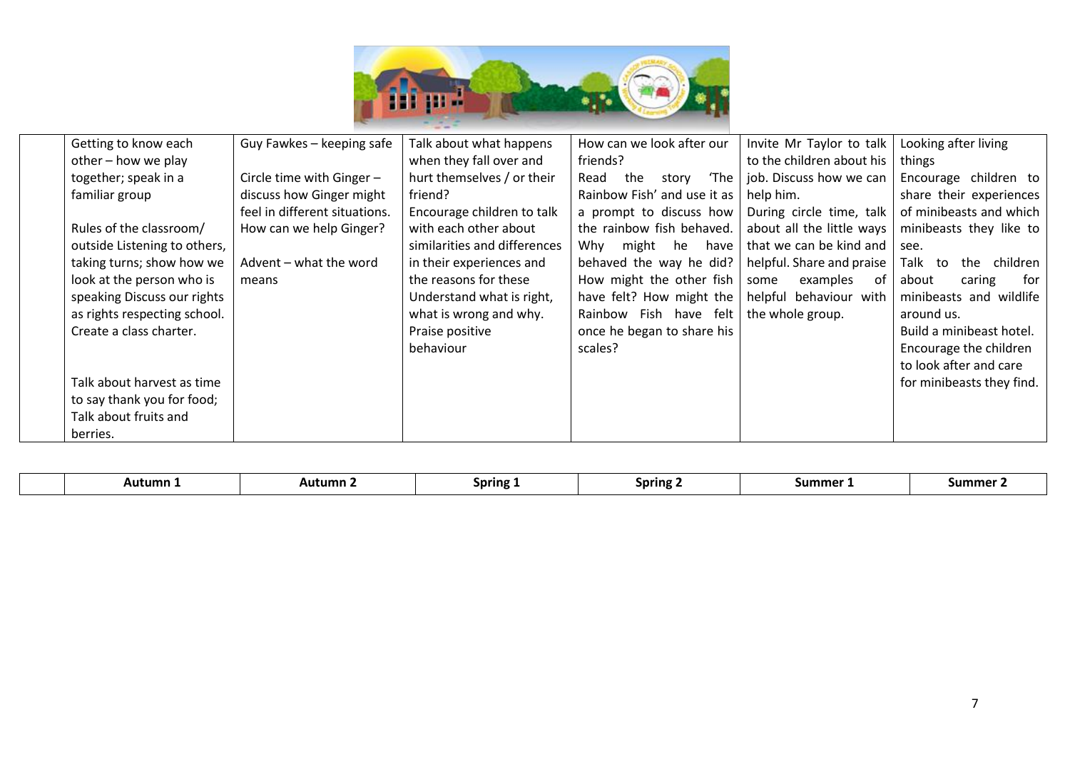| | Autumn 1 | Autumn 2 | Spring 1 | Spring 2 | Summer 1 | Summer 2 |
|---|---|---|---|---|---|---|
| | Getting to know each other – how we play together; speak in a familiar group<br><br>Rules of the classroom/ outside Listening to others, taking turns; show how we look at the person who is speaking Discuss our rights as rights respecting school. Create a class charter.<br><br>Talk about harvest as time to say thank you for food; Talk about fruits and berries. | Guy Fawkes – keeping safe<br><br>Circle time with Ginger – discuss how Ginger might feel in different situations. How can we help Ginger?<br><br>Advent – what the word means | Talk about what happens when they fall over and hurt themselves / or their friend?<br>Encourage children to talk with each other about similarities and differences in their experiences and the reasons for these<br>Understand what is right, what is wrong and why.<br>Praise positive behaviour | How can we look after our friends?<br>Read the story 'The Rainbow Fish' and use it as a prompt to discuss how the rainbow fish behaved. Why might he have behaved the way he did? How might the other fish have felt? How might the Rainbow Fish have felt once he began to share his scales? | Invite Mr Taylor to talk to the children about his job. Discuss how we can help him.<br>During circle time, talk about all the little ways that we can be kind and helpful. Share and praise some examples of helpful behaviour with the whole group. | Looking after living things<br>Encourage children to share their experiences of minibeasts and which minibeasts they like to see.<br>Talk to the children about caring for minibeasts and wildlife around us.<br>Build a minibeast hotel.<br>Encourage the children to look after and care for minibeasts they find. |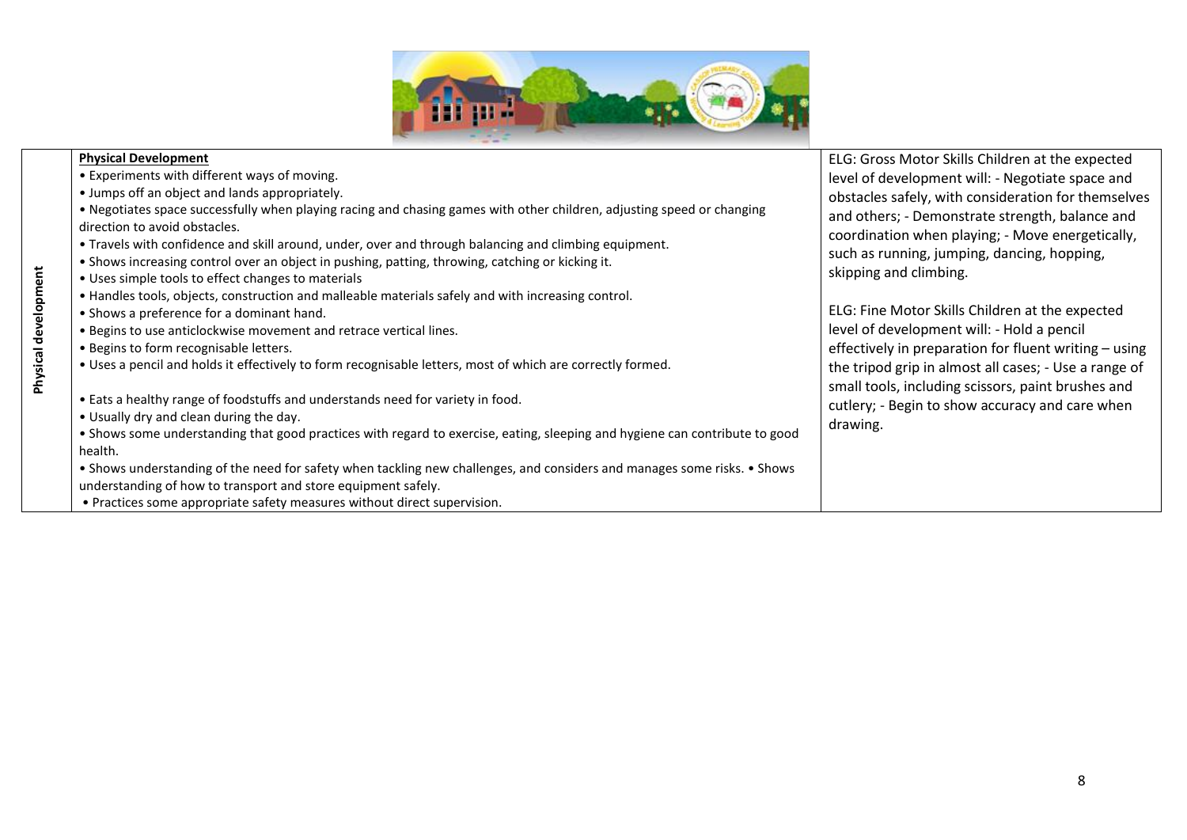| Physical development | **Physical Development**<br>• Experiments with different ways of moving.<br>• Jumps off an object and lands appropriately.<br>• Negotiates space successfully when playing racing and chasing games with other children, adjusting speed or changing direction to avoid obstacles.<br>• Travels with confidence and skill around, under, over and through balancing and climbing equipment.<br>• Shows increasing control over an object in pushing, patting, throwing, catching or kicking it.<br>• Uses simple tools to effect changes to materials<br>• Handles tools, objects, construction and malleable materials safely and with increasing control.<br>• Shows a preference for a dominant hand.<br>• Begins to use anticlockwise movement and retrace vertical lines.<br>• Begins to form recognisable letters.<br>• Uses a pencil and holds it effectively to form recognisable letters, most of which are correctly formed.<br><br>• Eats a healthy range of foodstuffs and understands need for variety in food.<br>• Usually dry and clean during the day.<br>• Shows some understanding that good practices with regard to exercise, eating, sleeping and hygiene can contribute to good health.<br>• Shows understanding of the need for safety when tackling new challenges, and considers and manages some risks. • Shows understanding of how to transport and store equipment safely.<br>• Practices some appropriate safety measures without direct supervision. | ELG: Gross Motor Skills Children at the expected level of development will: - Negotiate space and obstacles safely, with consideration for themselves and others; - Demonstrate strength, balance and coordination when playing; - Move energetically, such as running, jumping, dancing, hopping, skipping and climbing.<br><br>ELG: Fine Motor Skills Children at the expected level of development will: - Hold a pencil effectively in preparation for fluent writing – using the tripod grip in almost all cases; - Use a range of small tools, including scissors, paint brushes and cutlery; - Begin to show accuracy and care when drawing. |
|---|---|---|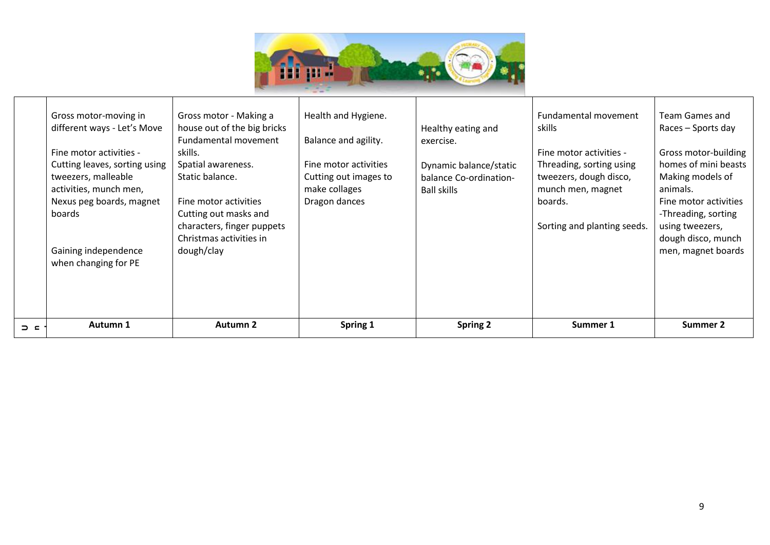| | Autumn 1 | Autumn 2 | Spring 1 | Spring 2 | Summer 1 | Summer 2 |
|---|---|---|---|---|---|---|
| | Gross motor-moving in different ways - Let's Move<br><br>Fine motor activities - Cutting leaves, sorting using tweezers, malleable activities, munch men, Nexus peg boards, magnet boards<br><br>Gaining independence when changing for PE | Gross motor - Making a house out of the big bricks<br>Fundamental movement skills.<br>Spatial awareness.<br>Static balance.<br><br>Fine motor activities<br>Cutting out masks and characters, finger puppets<br>Christmas activities in dough/clay | Health and Hygiene.<br><br>Balance and agility.<br><br>Fine motor activities<br>Cutting out images to make collages<br>Dragon dances | Healthy eating and exercise.<br><br>Dynamic balance/static balance Co-ordination-Ball skills | Fundamental movement skills<br><br>Fine motor activities - Threading, sorting using tweezers, dough disco, munch men, magnet boards.<br><br>Sorting and planting seeds. | Team Games and Races – Sports day<br><br>Gross motor-building homes of mini beasts<br>Making models of animals.<br>Fine motor activities -Threading, sorting using tweezers, dough disco, munch men, magnet boards |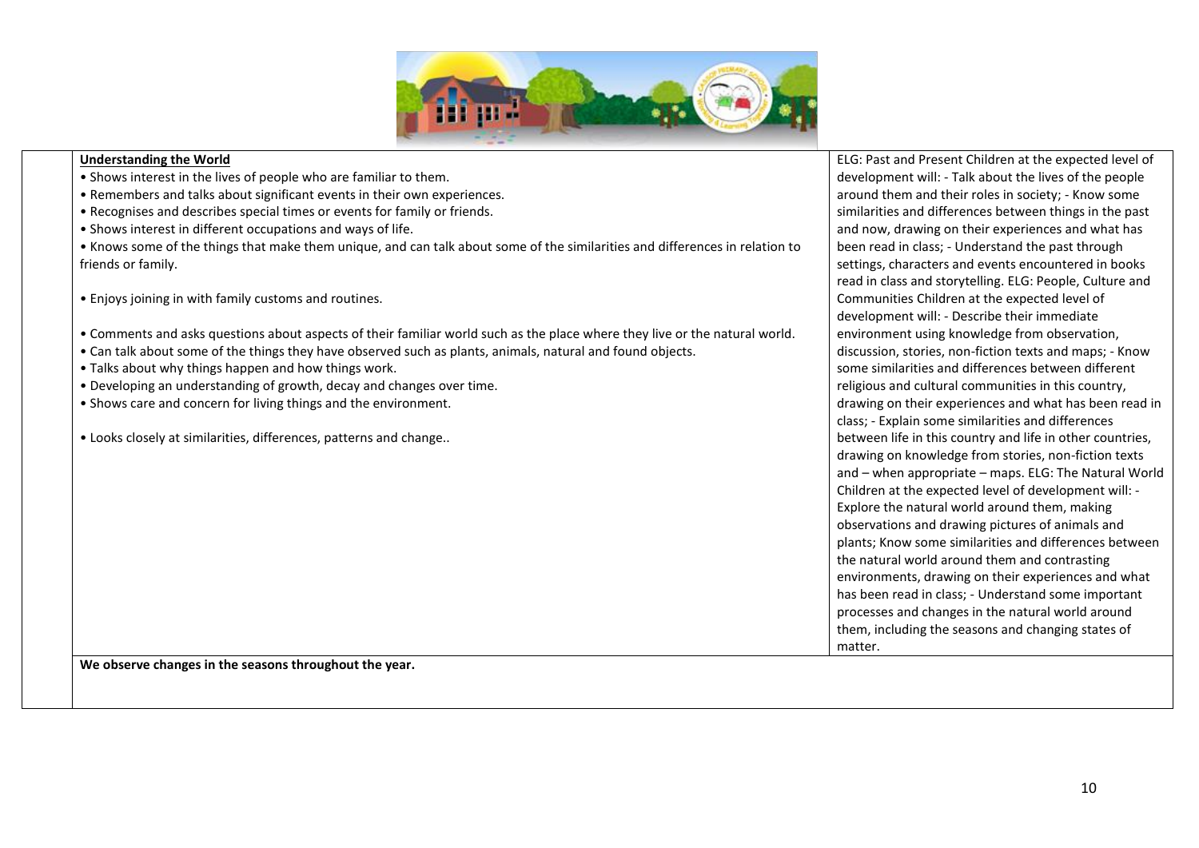| | Understanding the World | |
|---|---|---|
| | **Understanding the World**<br>• Shows interest in the lives of people who are familiar to them.<br>• Remembers and talks about significant events in their own experiences.<br>• Recognises and describes special times or events for family or friends.<br>• Shows interest in different occupations and ways of life.<br>• Knows some of the things that make them unique, and can talk about some of the similarities and differences in relation to friends or family.<br><br>• Enjoys joining in with family customs and routines.<br><br>• Comments and asks questions about aspects of their familiar world such as the place where they live or the natural world.<br>• Can talk about some of the things they have observed such as plants, animals, natural and found objects.<br>• Talks about why things happen and how things work.<br>• Developing an understanding of growth, decay and changes over time.<br>• Shows care and concern for living things and the environment.<br><br>• Looks closely at similarities, differences, patterns and change.. | ELG: Past and Present Children at the expected level of development will: - Talk about the lives of the people around them and their roles in society; - Know some similarities and differences between things in the past and now, drawing on their experiences and what has been read in class; - Understand the past through settings, characters and events encountered in books read in class and storytelling. ELG: People, Culture and Communities Children at the expected level of development will: - Describe their immediate environment using knowledge from observation, discussion, stories, non-fiction texts and maps; - Know some similarities and differences between different religious and cultural communities in this country, drawing on their experiences and what has been read in class; - Explain some similarities and differences between life in this country and life in other countries, drawing on knowledge from stories, non-fiction texts and – when appropriate – maps. ELG: The Natural World Children at the expected level of development will: - Explore the natural world around them, making observations and drawing pictures of animals and plants; Know some similarities and differences between the natural world around them and contrasting environments, drawing on their experiences and what has been read in class; - Understand some important processes and changes in the natural world around them, including the seasons and changing states of matter. |
| | **We observe changes in the seasons throughout the year.** | |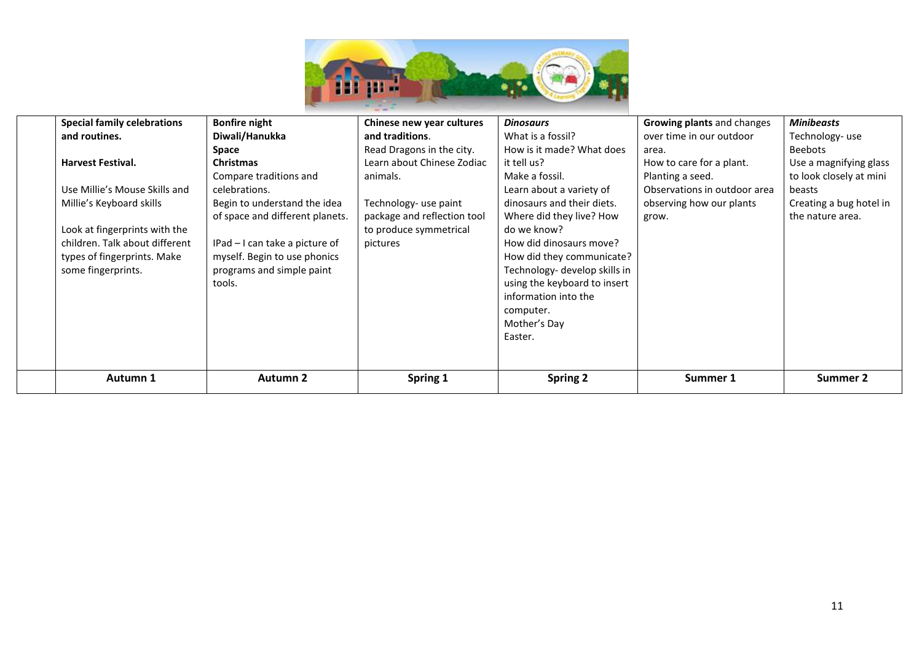| | **Special family celebrations and routines.**<br><br>**Harvest Festival.**<br><br>Use Millie's Mouse Skills and Millie's Keyboard skills<br><br>Look at fingerprints with the children. Talk about different types of fingerprints. Make some fingerprints. | **Bonfire night**<br>**Diwali/Hanukka**<br>**Space**<br>**Christmas**<br>Compare traditions and celebrations.<br>Begin to understand the idea of space and different planets.<br><br>IPad – I can take a picture of myself. Begin to use phonics programs and simple paint tools. | **Chinese new year cultures and traditions**.<br>Read Dragons in the city.<br>Learn about Chinese Zodiac animals.<br><br>Technology- use paint package and reflection tool to produce symmetrical pictures | ***Dinosaurs***<br>What is a fossil?<br>How is it made? What does it tell us?<br>Make a fossil.<br>Learn about a variety of dinosaurs and their diets.<br>Where did they live? How do we know?<br>How did dinosaurs move?<br>How did they communicate?<br>Technology- develop skills in using the keyboard to insert information into the computer.<br>Mother's Day<br>Easter. | **Growing plants** and changes over time in our outdoor area.<br>How to care for a plant.<br>Planting a seed.<br>Observations in outdoor area observing how our plants grow. | ***Minibeasts***<br>Technology- use Beebots<br>Use a magnifying glass to look closely at mini beasts<br>Creating a bug hotel in the nature area. |
|---|---|---|---|---|---|---|
| | **Autumn 1** | **Autumn 2** | **Spring 1** | **Spring 2** | **Summer 1** | **Summer 2** |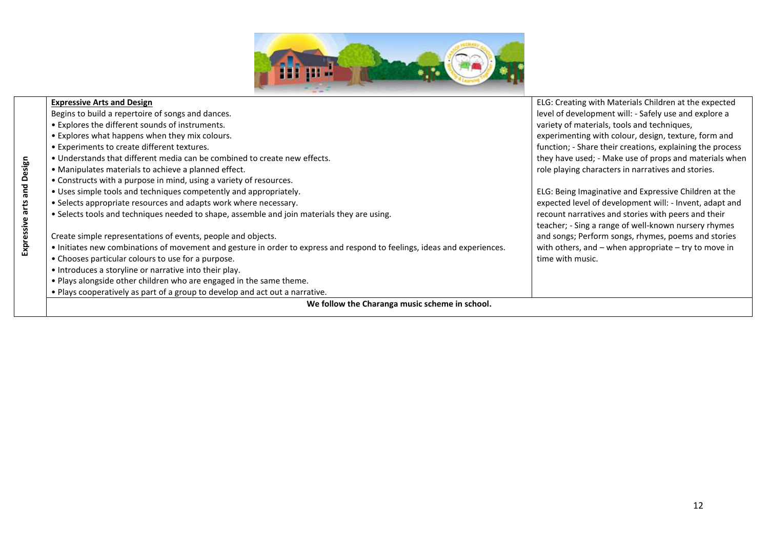| Expressive arts and Design | **Expressive Arts and Design**<br>Begins to build a repertoire of songs and dances.<br>• Explores the different sounds of instruments.<br>• Explores what happens when they mix colours.<br>• Experiments to create different textures.<br>• Understands that different media can be combined to create new effects.<br>• Manipulates materials to achieve a planned effect.<br>• Constructs with a purpose in mind, using a variety of resources.<br>• Uses simple tools and techniques competently and appropriately.<br>• Selects appropriate resources and adapts work where necessary.<br>• Selects tools and techniques needed to shape, assemble and join materials they are using.<br><br>Create simple representations of events, people and objects.<br>• Initiates new combinations of movement and gesture in order to express and respond to feelings, ideas and experiences.<br>• Chooses particular colours to use for a purpose.<br>• Introduces a storyline or narrative into their play.<br>• Plays alongside other children who are engaged in the same theme.<br>• Plays cooperatively as part of a group to develop and act out a narrative. | ELG: Creating with Materials Children at the expected level of development will: - Safely use and explore a variety of materials, tools and techniques, experimenting with colour, design, texture, form and function; - Share their creations, explaining the process they have used; - Make use of props and materials when role playing characters in narratives and stories.<br><br>ELG: Being Imaginative and Expressive Children at the expected level of development will: - Invent, adapt and recount narratives and stories with peers and their teacher; - Sing a range of well-known nursery rhymes and songs; Perform songs, rhymes, poems and stories with others, and – when appropriate – try to move in time with music. |
|---|---|---|
| | **We follow the Charanga music scheme in school.** | |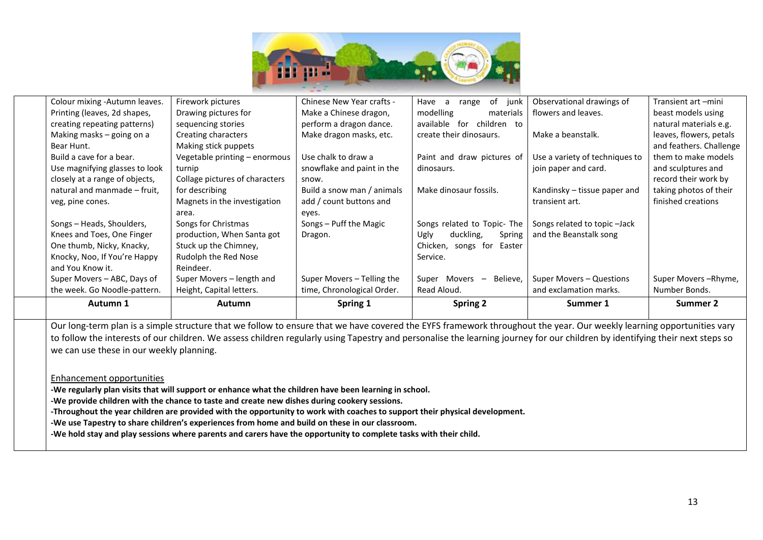| | | | | | | |
|---|---|---|---|---|---|---|
| | Colour mixing -Autumn leaves. Printing (leaves, 2d shapes, creating repeating patterns) Making masks – going on a Bear Hunt. Build a cave for a bear. Use magnifying glasses to look closely at a range of objects, natural and manmade – fruit, veg, pine cones. | Firework pictures Drawing pictures for sequencing stories Creating characters Making stick puppets Vegetable printing – enormous turnip Collage pictures of characters for describing Magnets in the investigation area. | Chinese New Year crafts - Make a Chinese dragon, perform a dragon dance. Make dragon masks, etc. Use chalk to draw a snowflake and paint in the snow. Build a snow man / animals add / count buttons and eyes. | Have a range of junk modelling materials available for children to create their dinosaurs. Paint and draw pictures of dinosaurs. Make dinosaur fossils. | Observational drawings of flowers and leaves. Make a beanstalk. Use a variety of techniques to join paper and card. Kandinsky – tissue paper and transient art. | Transient art –mini beast models using natural materials e.g. leaves, flowers, petals and feathers. Challenge them to make models and sculptures and record their work by taking photos of their finished creations |
| | Songs – Heads, Shoulders, Knees and Toes, One Finger One thumb, Nicky, Knacky, Knocky, Noo, If You're Happy and You Know it. | Songs for Christmas production, When Santa got Stuck up the Chimney, Rudolph the Red Nose Reindeer. | Songs – Puff the Magic Dragon. | Songs related to Topic- The Ugly duckling, Spring Chicken, songs for Easter Service. | Songs related to topic –Jack and the Beanstalk song | |
| | Super Movers – ABC, Days of the week. Go Noodle-pattern. | Super Movers – length and Height, Capital letters. | Super Movers – Telling the time, Chronological Order. | Super Movers – Believe, Read Aloud. | Super Movers – Questions and exclamation marks. | Super Movers –Rhyme, Number Bonds. |
| | **Autumn 1** | **Autumn** | **Spring 1** | **Spring 2** | **Summer 1** | **Summer 2** |

Our long-term plan is a simple structure that we follow to ensure that we have covered the EYFS framework throughout the year. Our weekly learning opportunities vary to follow the interests of our children. We assess children regularly using Tapestry and personalise the learning journey for our children by identifying their next steps so we can use these in our weekly planning.

Enhancement opportunities

**-We regularly plan visits that will support or enhance what the children have been learning in school.**
**-We provide children with the chance to taste and create new dishes during cookery sessions.**
**-Throughout the year children are provided with the opportunity to work with coaches to support their physical development.**
**-We use Tapestry to share children's experiences from home and build on these in our classroom.**
**-We hold stay and play sessions where parents and carers have the opportunity to complete tasks with their child.**